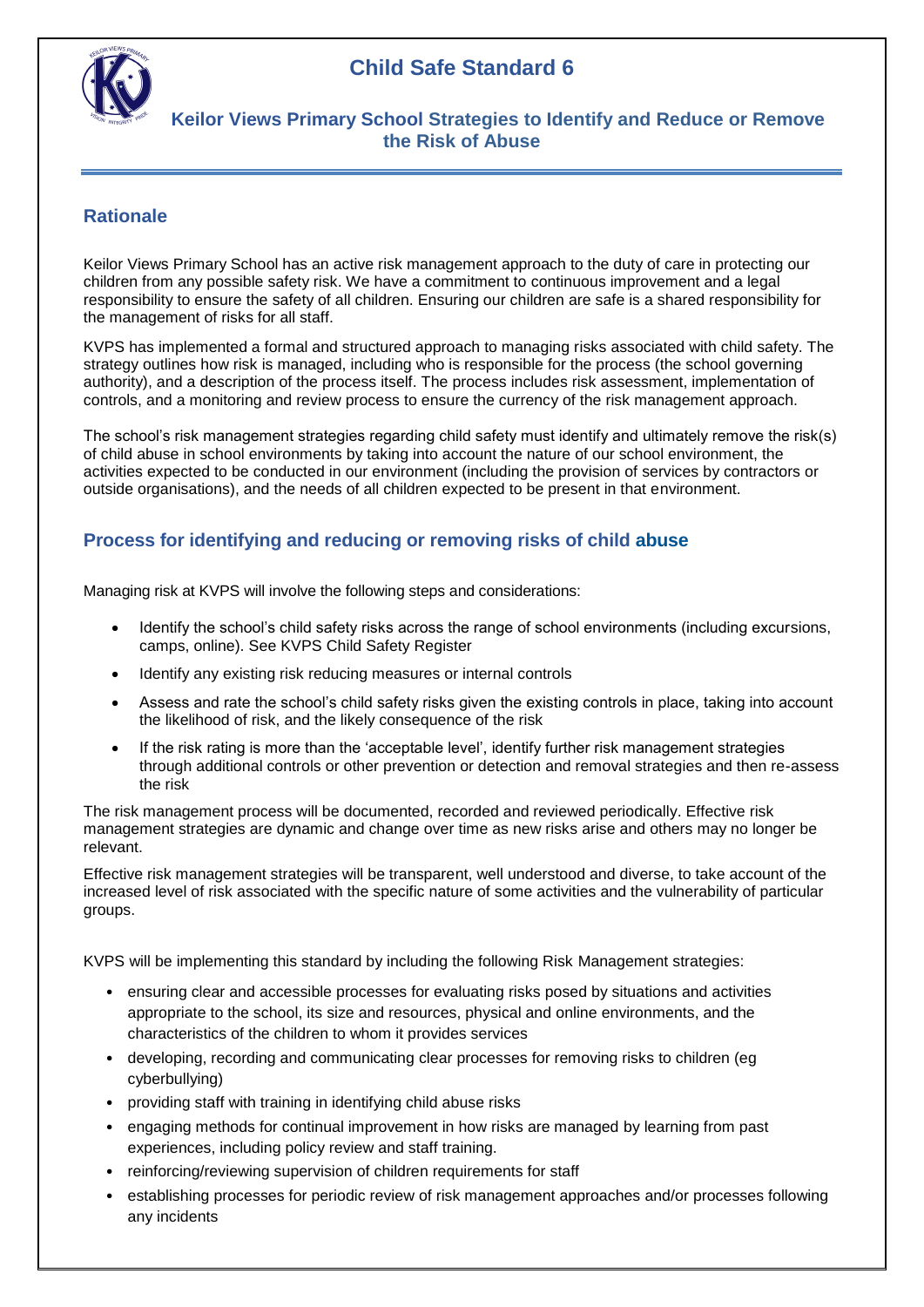# Child Safe Standard 6

## Keilor Views Primary School Strategies to Identify and Reduce or Remove the Risk of Abuse

### Rationale

Keilor Views Primary School has an active risk management approach to the duty of care in protecting our children from any possible safety risk. We have a commitment to continuous improvement and a legal responsibility to ensure the safety of all children. Ensuring our children are safe is a shared responsibility for the management of risks for all staff.

KVPS has implemented a formal and structured approach to managing risks associated with child safety. The strategy outlines how risk is managed, including who is responsible for the process (the school governing authority), and a description of the process itself. The process includes risk assessment, implementation of controls, and a monitoring and review process to ensure the currency of the risk management approach.

The school's risk management strategies regarding child safety must identify and ultimately remove the risk(s) of child abuse in school environments by taking into account the nature of our school environment, the activities expected to be conducted in our environment (including the provision of services by contractors or outside organisations), and the needs of all children expected to be present in that environment.

### Process for identifying and reducing or removing risks of child abuse

Managing risk at KVPS will involve the following steps and considerations:

- Identify the school's child safety risks across the range of school environments (including excursions, camps, online). See KVPS Child Safety Register
- Identify any existing risk reducing measures or internal controls
- Assess and rate the school's child safety risks given the existing controls in place, taking into account the likelihood of risk, and the likely consequence of the risk
- If the risk rating is more than the 'acceptable level', identify further risk management strategies through additional controls or other prevention or detection and removal strategies and then re-assess the risk

The risk management process will be documented, recorded and reviewed periodically. Effective risk management strategies are dynamic and change over time as new risks arise and others may no longer be relevant.

Effective risk management strategies will be transparent, well understood and diverse, to take account of the increased level of risk associated with the specific nature of some activities and the vulnerability of particular groups.

KVPS will be implementing this standard by including the following Risk Management strategies:

- ensuring clear and accessible processes for evaluating risks posed by situations and activities appropriate to the school, its size and resources, physical and online environments, and the characteristics of the children to whom it provides services
- developing, recording and communicating clear processes for removing risks to children (eg cyberbullying)
- providing staff with training in identifying child abuse risks
- engaging methods for continual improvement in how risks are managed by learning from past experiences, including policy review and staff training.
- reinforcing/reviewing supervision of children requirements for staff
- establishing processes for periodic review of risk management approaches and/or processes following any incidents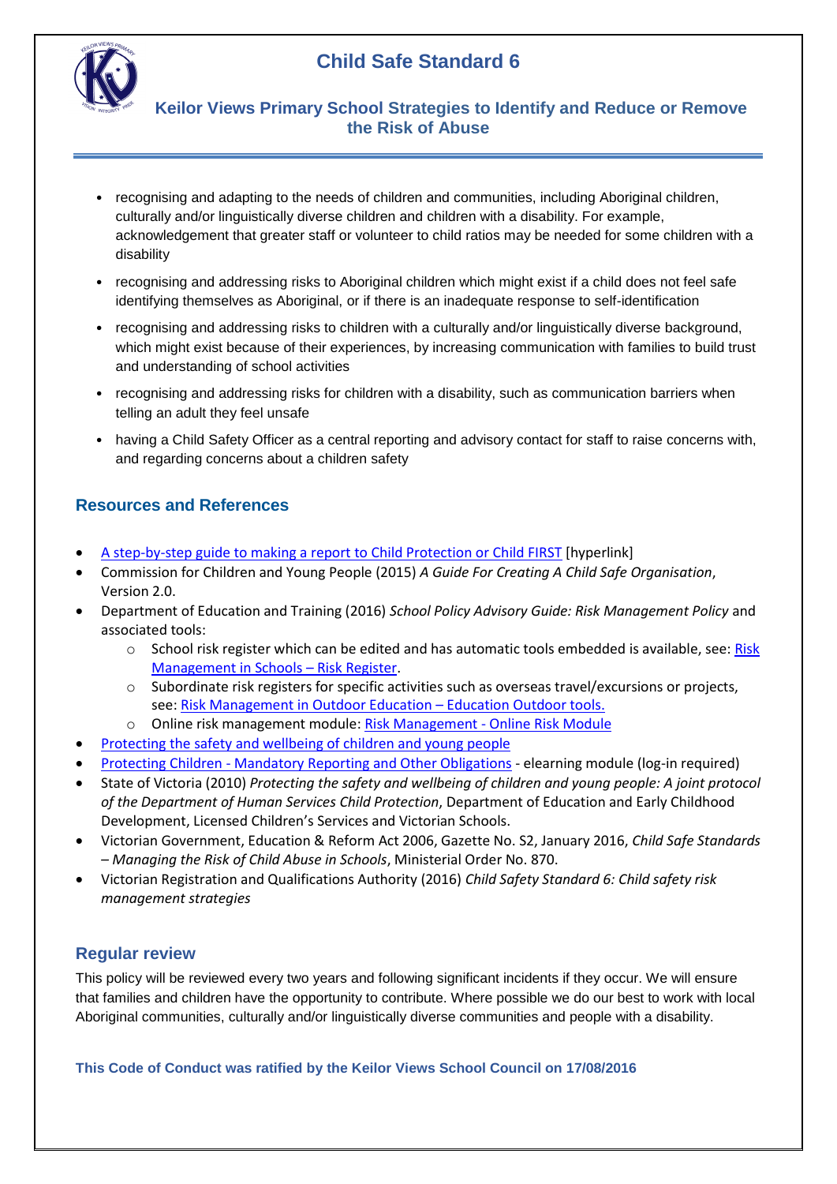# Child Safe Standard 6

## Keilor Views Primary School Strategies to Identify and Reduce or Remove the Risk of Abuse

- recognising and adapting to the needs of children and communities, including Aboriginal children, culturally and/or linguistically diverse children and children with a disability. For example, acknowledgement that greater staff or volunteer to child ratios may be needed for some children with a disability
- recognising and addressing risks to Aboriginal children which might exist if a child does not feel safe identifying themselves as Aboriginal, or if there is an inadequate response to self-identification
- recognising and addressing risks to children with a culturally and/or linguistically diverse background, which might exist because of their experiences, by increasing communication with families to build trust and understanding of school activities
- recognising and addressing risks for children with a disability, such as communication barriers when telling an adult they feel unsafe
- having a Child Safety Officer as a central reporting and advisory contact for staff to raise concerns with, and regarding concerns about a children safety

### Resources and References

- A step-by-step guide to making a report to Child Protection or Child FIRST [hyperlink]
- Commission for Children and Young People (2015) *A Guide For Creating A Child Safe Organisation*, Version 2.0.
- Department of Education and Training (2016) *School Policy Advisory Guide: Risk Management Policy* and associated tools:
  - School risk register which can be edited and has automatic tools embedded is available, see: Risk Management in Schools – Risk Register.
  - Subordinate risk registers for specific activities such as overseas travel/excursions or projects, see: Risk Management in Outdoor Education – Education Outdoor tools.
  - Online risk management module: Risk Management - Online Risk Module
- Protecting the safety and wellbeing of children and young people
- Protecting Children - Mandatory Reporting and Other Obligations - elearning module (log-in required)
- State of Victoria (2010) *Protecting the safety and wellbeing of children and young people: A joint protocol of the Department of Human Services Child Protection*, Department of Education and Early Childhood Development, Licensed Children's Services and Victorian Schools.
- Victorian Government, Education & Reform Act 2006, Gazette No. S2, January 2016, *Child Safe Standards – Managing the Risk of Child Abuse in Schools*, Ministerial Order No. 870.
- Victorian Registration and Qualifications Authority (2016) *Child Safety Standard 6: Child safety risk management strategies*

### Regular review

This policy will be reviewed every two years and following significant incidents if they occur. We will ensure that families and children have the opportunity to contribute. Where possible we do our best to work with local Aboriginal communities, culturally and/or linguistically diverse communities and people with a disability.

**This Code of Conduct was ratified by the Keilor Views School Council on 17/08/2016**